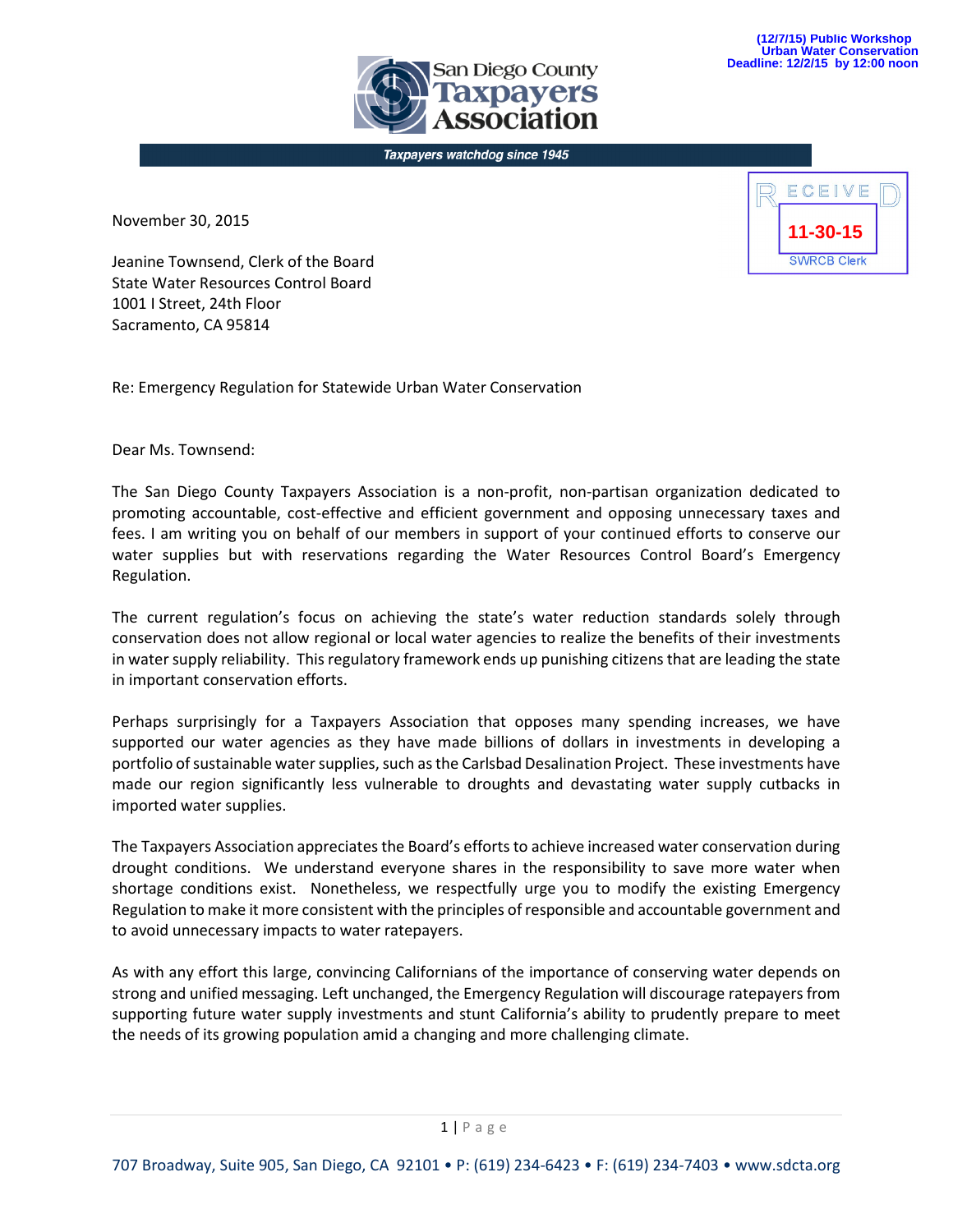(12/7/15) Public Workshop
Urban Water Conservation
Deadline: 12/2/15 by 12:00 noon

San Diego County Taxpayers Association

*Taxpayers watchdog since 1945*

RECEIVED
11-30-15
SWRCB Clerk

November 30, 2015

Jeanine Townsend, Clerk of the Board
State Water Resources Control Board
1001 I Street, 24th Floor
Sacramento, CA 95814

Re: Emergency Regulation for Statewide Urban Water Conservation

Dear Ms. Townsend:

The San Diego County Taxpayers Association is a non-profit, non-partisan organization dedicated to promoting accountable, cost-effective and efficient government and opposing unnecessary taxes and fees. I am writing you on behalf of our members in support of your continued efforts to conserve our water supplies but with reservations regarding the Water Resources Control Board's Emergency Regulation.

The current regulation's focus on achieving the state's water reduction standards solely through conservation does not allow regional or local water agencies to realize the benefits of their investments in water supply reliability. This regulatory framework ends up punishing citizens that are leading the state in important conservation efforts.

Perhaps surprisingly for a Taxpayers Association that opposes many spending increases, we have supported our water agencies as they have made billions of dollars in investments in developing a portfolio of sustainable water supplies, such as the Carlsbad Desalination Project. These investments have made our region significantly less vulnerable to droughts and devastating water supply cutbacks in imported water supplies.

The Taxpayers Association appreciates the Board's efforts to achieve increased water conservation during drought conditions. We understand everyone shares in the responsibility to save more water when shortage conditions exist. Nonetheless, we respectfully urge you to modify the existing Emergency Regulation to make it more consistent with the principles of responsible and accountable government and to avoid unnecessary impacts to water ratepayers.

As with any effort this large, convincing Californians of the importance of conserving water depends on strong and unified messaging. Left unchanged, the Emergency Regulation will discourage ratepayers from supporting future water supply investments and stunt California's ability to prudently prepare to meet the needs of its growing population amid a changing and more challenging climate.

707 Broadway, Suite 905, San Diego, CA 92101 • P: (619) 234-6423 • F: (619) 234-7403 • www.sdcta.org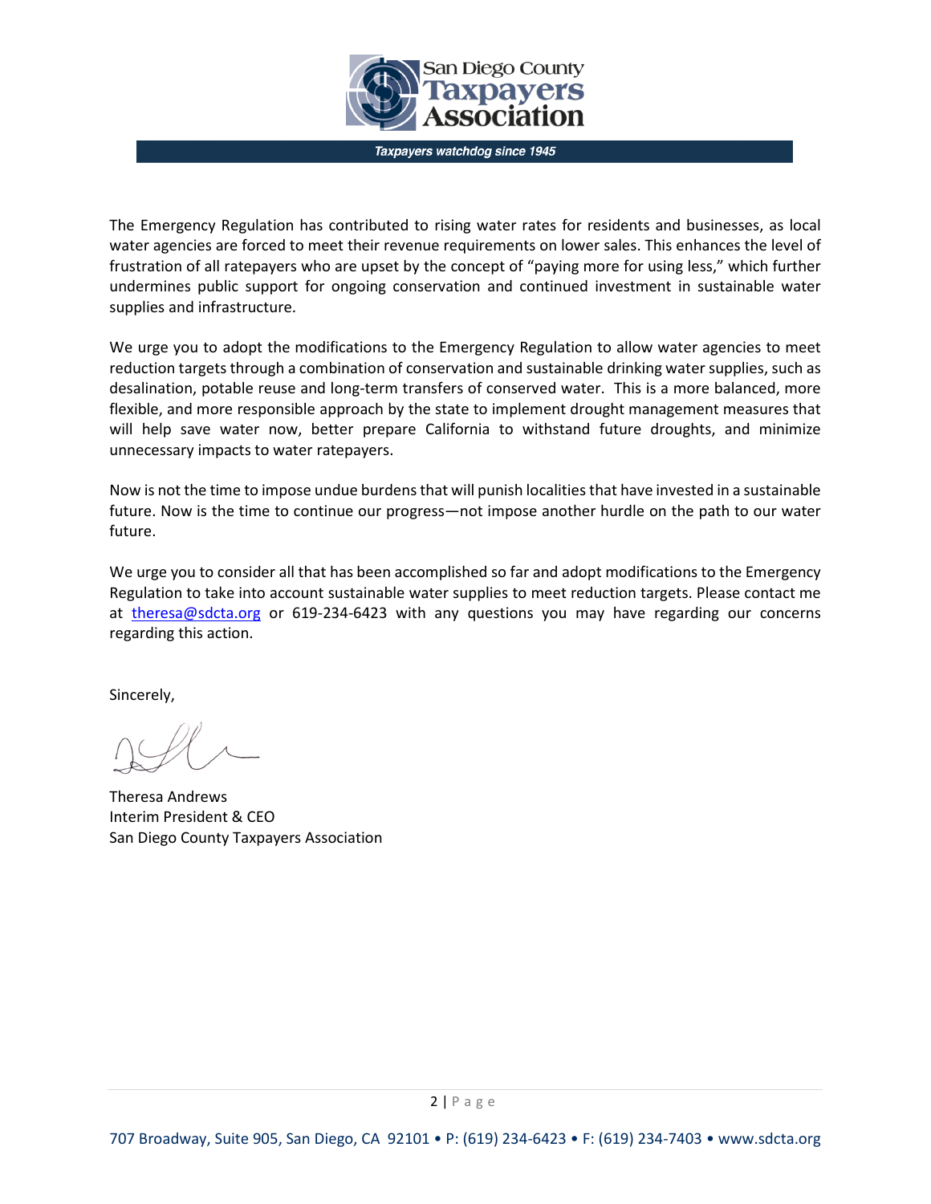The Emergency Regulation has contributed to rising water rates for residents and businesses, as local water agencies are forced to meet their revenue requirements on lower sales. This enhances the level of frustration of all ratepayers who are upset by the concept of "paying more for using less," which further undermines public support for ongoing conservation and continued investment in sustainable water supplies and infrastructure.

We urge you to adopt the modifications to the Emergency Regulation to allow water agencies to meet reduction targets through a combination of conservation and sustainable drinking water supplies, such as desalination, potable reuse and long-term transfers of conserved water. This is a more balanced, more flexible, and more responsible approach by the state to implement drought management measures that will help save water now, better prepare California to withstand future droughts, and minimize unnecessary impacts to water ratepayers.

Now is not the time to impose undue burdens that will punish localities that have invested in a sustainable future. Now is the time to continue our progress—not impose another hurdle on the path to our water future.

We urge you to consider all that has been accomplished so far and adopt modifications to the Emergency Regulation to take into account sustainable water supplies to meet reduction targets. Please contact me at theresa@sdcta.org or 619-234-6423 with any questions you may have regarding our concerns regarding this action.

Sincerely,

Theresa Andrews
Interim President & CEO
San Diego County Taxpayers Association

707 Broadway, Suite 905, San Diego, CA 92101 • P: (619) 234-6423 • F: (619) 234-7403 • www.sdcta.org